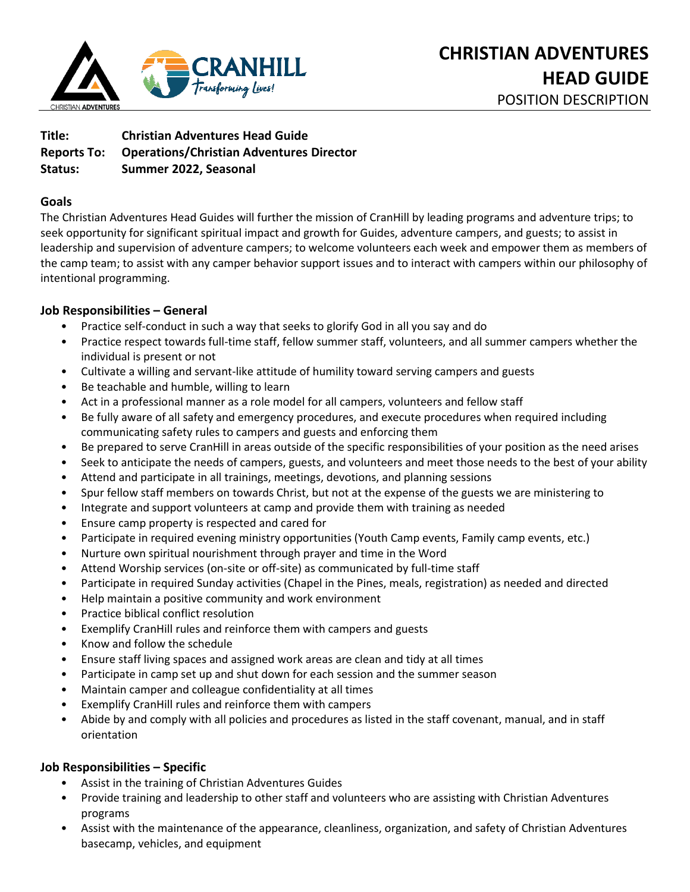# CHRISTIAN ADVENTURES HEAD GUIDE

POSITION DESCRIPTION

**Title:** **Christian Adventures Head Guide**
**Reports To:** **Operations/Christian Adventures Director**
**Status:** **Summer 2022, Seasonal**

## Goals

The Christian Adventures Head Guides will further the mission of CranHill by leading programs and adventure trips; to seek opportunity for significant spiritual impact and growth for Guides, adventure campers, and guests; to assist in leadership and supervision of adventure campers; to welcome volunteers each week and empower them as members of the camp team; to assist with any camper behavior support issues and to interact with campers within our philosophy of intentional programming.

## Job Responsibilities – General

- Practice self-conduct in such a way that seeks to glorify God in all you say and do
- Practice respect towards full-time staff, fellow summer staff, volunteers, and all summer campers whether the individual is present or not
- Cultivate a willing and servant-like attitude of humility toward serving campers and guests
- Be teachable and humble, willing to learn
- Act in a professional manner as a role model for all campers, volunteers and fellow staff
- Be fully aware of all safety and emergency procedures, and execute procedures when required including communicating safety rules to campers and guests and enforcing them
- Be prepared to serve CranHill in areas outside of the specific responsibilities of your position as the need arises
- Seek to anticipate the needs of campers, guests, and volunteers and meet those needs to the best of your ability
- Attend and participate in all trainings, meetings, devotions, and planning sessions
- Spur fellow staff members on towards Christ, but not at the expense of the guests we are ministering to
- Integrate and support volunteers at camp and provide them with training as needed
- Ensure camp property is respected and cared for
- Participate in required evening ministry opportunities (Youth Camp events, Family camp events, etc.)
- Nurture own spiritual nourishment through prayer and time in the Word
- Attend Worship services (on-site or off-site) as communicated by full-time staff
- Participate in required Sunday activities (Chapel in the Pines, meals, registration) as needed and directed
- Help maintain a positive community and work environment
- Practice biblical conflict resolution
- Exemplify CranHill rules and reinforce them with campers and guests
- Know and follow the schedule
- Ensure staff living spaces and assigned work areas are clean and tidy at all times
- Participate in camp set up and shut down for each session and the summer season
- Maintain camper and colleague confidentiality at all times
- Exemplify CranHill rules and reinforce them with campers
- Abide by and comply with all policies and procedures as listed in the staff covenant, manual, and in staff orientation

## Job Responsibilities – Specific

- Assist in the training of Christian Adventures Guides
- Provide training and leadership to other staff and volunteers who are assisting with Christian Adventures programs
- Assist with the maintenance of the appearance, cleanliness, organization, and safety of Christian Adventures basecamp, vehicles, and equipment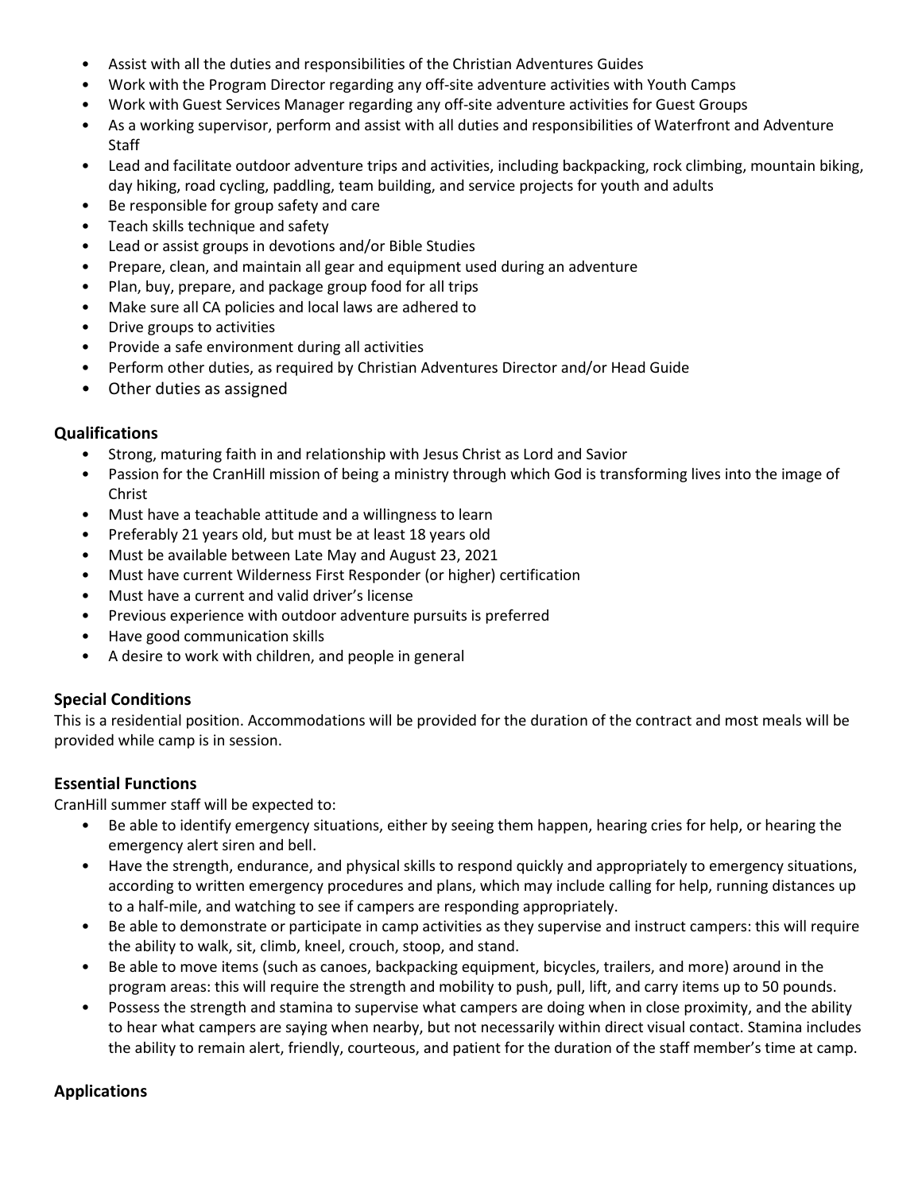- Assist with all the duties and responsibilities of the Christian Adventures Guides
- Work with the Program Director regarding any off-site adventure activities with Youth Camps
- Work with Guest Services Manager regarding any off-site adventure activities for Guest Groups
- As a working supervisor, perform and assist with all duties and responsibilities of Waterfront and Adventure Staff
- Lead and facilitate outdoor adventure trips and activities, including backpacking, rock climbing, mountain biking, day hiking, road cycling, paddling, team building, and service projects for youth and adults
- Be responsible for group safety and care
- Teach skills technique and safety
- Lead or assist groups in devotions and/or Bible Studies
- Prepare, clean, and maintain all gear and equipment used during an adventure
- Plan, buy, prepare, and package group food for all trips
- Make sure all CA policies and local laws are adhered to
- Drive groups to activities
- Provide a safe environment during all activities
- Perform other duties, as required by Christian Adventures Director and/or Head Guide
- Other duties as assigned

### Qualifications

- Strong, maturing faith in and relationship with Jesus Christ as Lord and Savior
- Passion for the CranHill mission of being a ministry through which God is transforming lives into the image of Christ
- Must have a teachable attitude and a willingness to learn
- Preferably 21 years old, but must be at least 18 years old
- Must be available between Late May and August 23, 2021
- Must have current Wilderness First Responder (or higher) certification
- Must have a current and valid driver's license
- Previous experience with outdoor adventure pursuits is preferred
- Have good communication skills
- A desire to work with children, and people in general

### Special Conditions

This is a residential position. Accommodations will be provided for the duration of the contract and most meals will be provided while camp is in session.

### Essential Functions

CranHill summer staff will be expected to:

- Be able to identify emergency situations, either by seeing them happen, hearing cries for help, or hearing the emergency alert siren and bell.
- Have the strength, endurance, and physical skills to respond quickly and appropriately to emergency situations, according to written emergency procedures and plans, which may include calling for help, running distances up to a half-mile, and watching to see if campers are responding appropriately.
- Be able to demonstrate or participate in camp activities as they supervise and instruct campers: this will require the ability to walk, sit, climb, kneel, crouch, stoop, and stand.
- Be able to move items (such as canoes, backpacking equipment, bicycles, trailers, and more) around in the program areas: this will require the strength and mobility to push, pull, lift, and carry items up to 50 pounds.
- Possess the strength and stamina to supervise what campers are doing when in close proximity, and the ability to hear what campers are saying when nearby, but not necessarily within direct visual contact. Stamina includes the ability to remain alert, friendly, courteous, and patient for the duration of the staff member's time at camp.

### Applications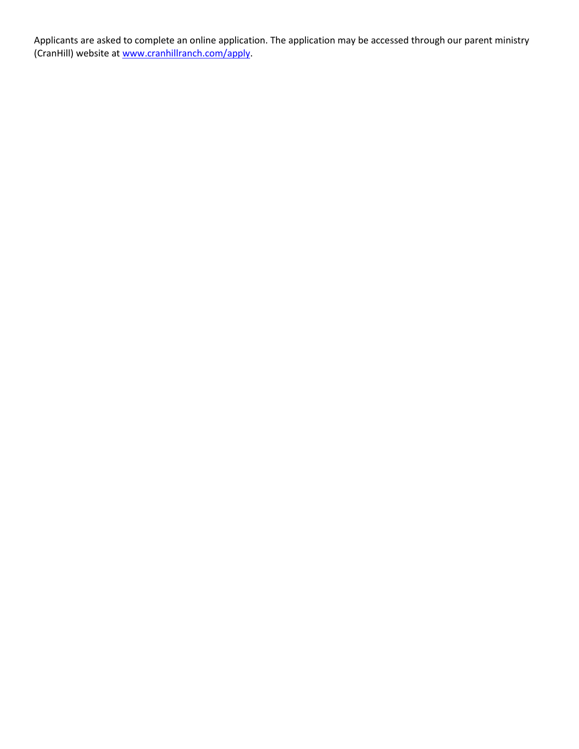Applicants are asked to complete an online application. The application may be accessed through our parent ministry (CranHill) website at [www.cranhillranch.com/apply](http://www.cranhillranch.com/apply).